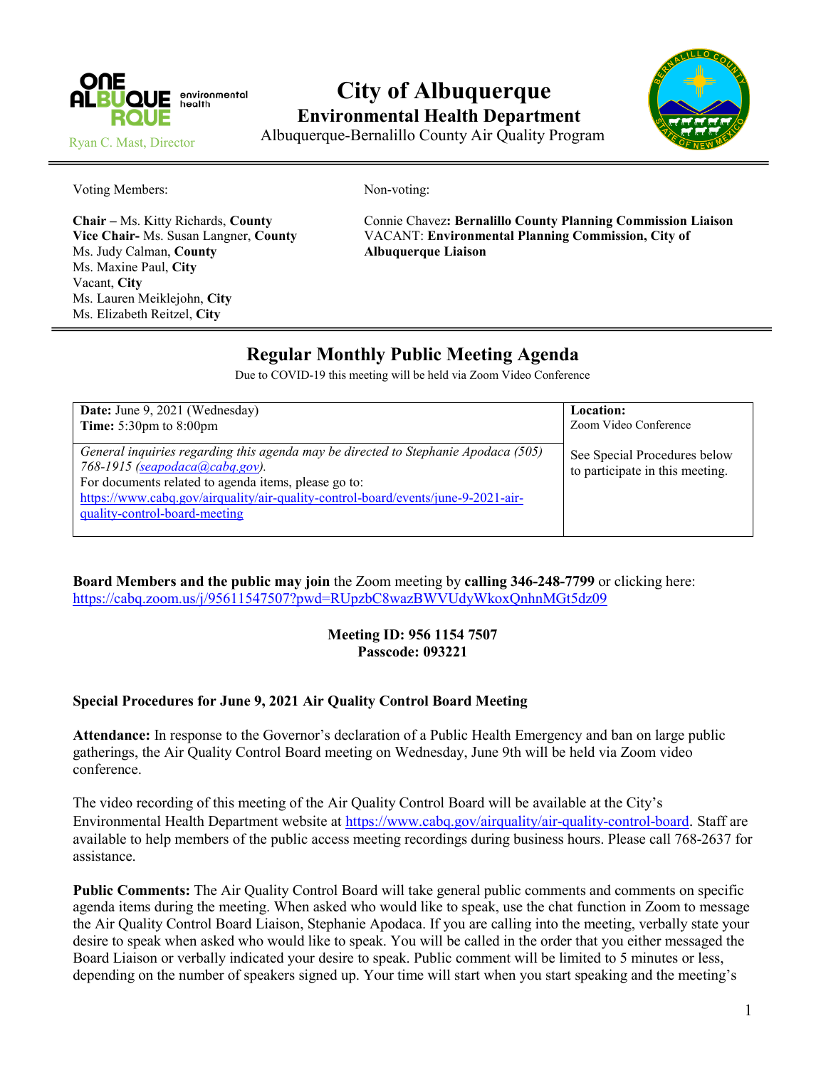Ryan C. Mast, Director

# City of Albuquerque

## Environmental Health Department

Albuquerque-Bernalillo County Air Quality Program

Voting Members:

**Chair –** Ms. Kitty Richards, **County**
**Vice Chair-** Ms. Susan Langner, **County**
Ms. Judy Calman, **County**
Ms. Maxine Paul, **City**
Vacant, **City**
Ms. Lauren Meiklejohn, **City**
Ms. Elizabeth Reitzel, **City**

Non-voting:

Connie Chavez**: Bernalillo County Planning Commission Liaison**
VACANT: **Environmental Planning Commission, City of Albuquerque Liaison**

## Regular Monthly Public Meeting Agenda

Due to COVID-19 this meeting will be held via Zoom Video Conference

| **Date:** June 9, 2021 (Wednesday)<br>**Time:** 5:30pm to 8:00pm | **Location:**<br>Zoom Video Conference |
|---|---|
| *General inquiries regarding this agenda may be directed to Stephanie Apodaca (505) 768-1915 (seapodaca@cabq.gov).*<br>For documents related to agenda items, please go to:<br>https://www.cabq.gov/airquality/air-quality-control-board/events/june-9-2021-air-quality-control-board-meeting | See Special Procedures below to participate in this meeting. |

**Board Members and the public may join** the Zoom meeting by **calling 346-248-7799** or clicking here: https://cabq.zoom.us/j/95611547507?pwd=RUpzbC8wazBWVUdyWkoxQnhnMGt5dz09

**Meeting ID: 956 1154 7507**
**Passcode: 093221**

**Special Procedures for June 9, 2021 Air Quality Control Board Meeting**

**Attendance:** In response to the Governor's declaration of a Public Health Emergency and ban on large public gatherings, the Air Quality Control Board meeting on Wednesday, June 9th will be held via Zoom video conference.

The video recording of this meeting of the Air Quality Control Board will be available at the City's Environmental Health Department website at https://www.cabq.gov/airquality/air-quality-control-board. Staff are available to help members of the public access meeting recordings during business hours. Please call 768-2637 for assistance.

**Public Comments:** The Air Quality Control Board will take general public comments and comments on specific agenda items during the meeting. When asked who would like to speak, use the chat function in Zoom to message the Air Quality Control Board Liaison, Stephanie Apodaca. If you are calling into the meeting, verbally state your desire to speak when asked who would like to speak. You will be called in the order that you either messaged the Board Liaison or verbally indicated your desire to speak. Public comment will be limited to 5 minutes or less, depending on the number of speakers signed up. Your time will start when you start speaking and the meeting's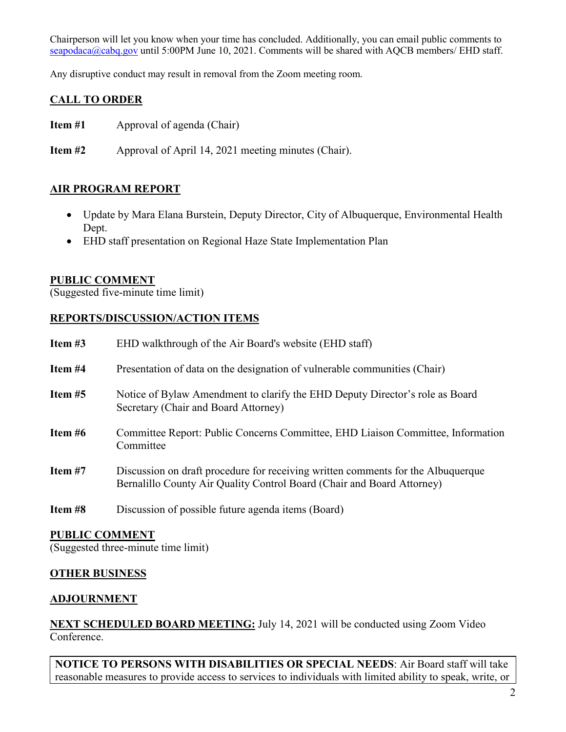Chairperson will let you know when your time has concluded. Additionally, you can email public comments to seapodaca@cabq.gov until 5:00PM June 10, 2021. Comments will be shared with AQCB members/ EHD staff.

Any disruptive conduct may result in removal from the Zoom meeting room.

## CALL TO ORDER

**Item #1** Approval of agenda (Chair)

**Item #2** Approval of April 14, 2021 meeting minutes (Chair).

## AIR PROGRAM REPORT

- Update by Mara Elana Burstein, Deputy Director, City of Albuquerque, Environmental Health Dept.
- EHD staff presentation on Regional Haze State Implementation Plan

## PUBLIC COMMENT

(Suggested five-minute time limit)

## REPORTS/DISCUSSION/ACTION ITEMS

**Item #3** EHD walkthrough of the Air Board's website (EHD staff)

**Item #4** Presentation of data on the designation of vulnerable communities (Chair)

**Item #5** Notice of Bylaw Amendment to clarify the EHD Deputy Director's role as Board Secretary (Chair and Board Attorney)

**Item #6** Committee Report: Public Concerns Committee, EHD Liaison Committee, Information Committee

**Item #7** Discussion on draft procedure for receiving written comments for the Albuquerque Bernalillo County Air Quality Control Board (Chair and Board Attorney)

**Item #8** Discussion of possible future agenda items (Board)

## PUBLIC COMMENT

(Suggested three-minute time limit)

## OTHER BUSINESS

## ADJOURNMENT

**NEXT SCHEDULED BOARD MEETING:** July 14, 2021 will be conducted using Zoom Video Conference.

**NOTICE TO PERSONS WITH DISABILITIES OR SPECIAL NEEDS**: Air Board staff will take reasonable measures to provide access to services to individuals with limited ability to speak, write, or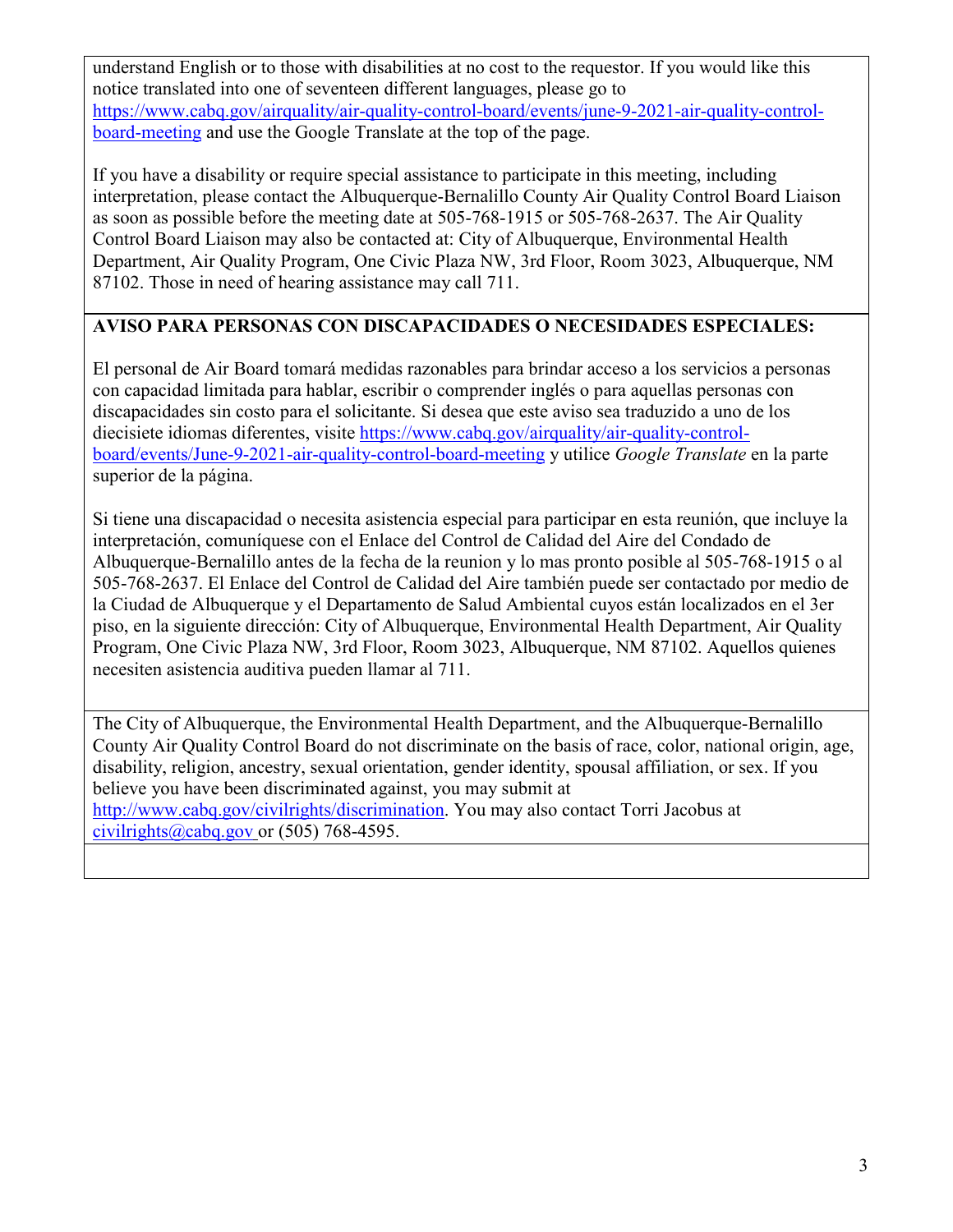understand English or to those with disabilities at no cost to the requestor. If you would like this notice translated into one of seventeen different languages, please go to https://www.cabq.gov/airquality/air-quality-control-board/events/june-9-2021-air-quality-control-board-meeting and use the Google Translate at the top of the page.

If you have a disability or require special assistance to participate in this meeting, including interpretation, please contact the Albuquerque-Bernalillo County Air Quality Control Board Liaison as soon as possible before the meeting date at 505-768-1915 or 505-768-2637. The Air Quality Control Board Liaison may also be contacted at: City of Albuquerque, Environmental Health Department, Air Quality Program, One Civic Plaza NW, 3rd Floor, Room 3023, Albuquerque, NM 87102. Those in need of hearing assistance may call 711.

**AVISO PARA PERSONAS CON DISCAPACIDADES O NECESIDADES ESPECIALES:**

El personal de Air Board tomará medidas razonables para brindar acceso a los servicios a personas con capacidad limitada para hablar, escribir o comprender inglés o para aquellas personas con discapacidades sin costo para el solicitante. Si desea que este aviso sea traduzido a uno de los diecisiete idiomas diferentes, visite https://www.cabq.gov/airquality/air-quality-control-board/events/June-9-2021-air-quality-control-board-meeting y utilice *Google Translate* en la parte superior de la página.

Si tiene una discapacidad o necesita asistencia especial para participar en esta reunión, que incluye la interpretación, comuníquese con el Enlace del Control de Calidad del Aire del Condado de Albuquerque-Bernalillo antes de la fecha de la reunion y lo mas pronto posible al 505-768-1915 o al 505-768-2637. El Enlace del Control de Calidad del Aire también puede ser contactado por medio de la Ciudad de Albuquerque y el Departamento de Salud Ambiental cuyos están localizados en el 3er piso, en la siguiente dirección: City of Albuquerque, Environmental Health Department, Air Quality Program, One Civic Plaza NW, 3rd Floor, Room 3023, Albuquerque, NM 87102. Aquellos quienes necesiten asistencia auditiva pueden llamar al 711.

The City of Albuquerque, the Environmental Health Department, and the Albuquerque-Bernalillo County Air Quality Control Board do not discriminate on the basis of race, color, national origin, age, disability, religion, ancestry, sexual orientation, gender identity, spousal affiliation, or sex. If you believe you have been discriminated against, you may submit at http://www.cabq.gov/civilrights/discrimination. You may also contact Torri Jacobus at civilrights@cabq.gov or (505) 768-4595.